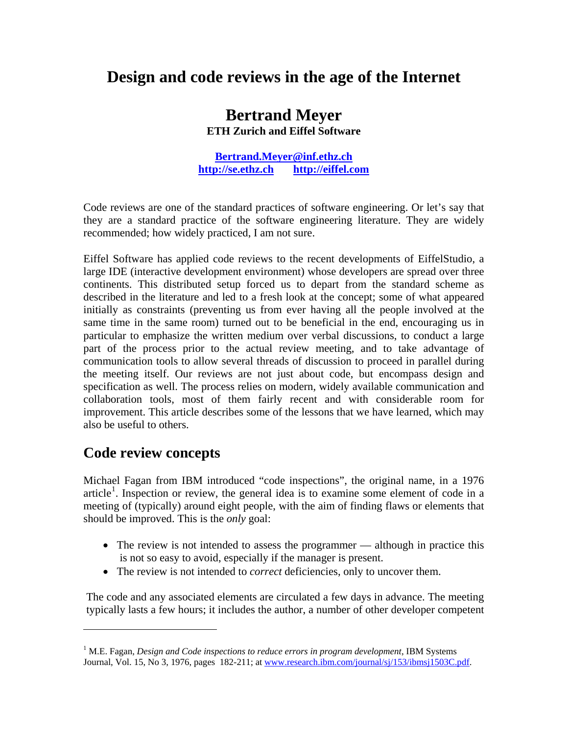# Design and code reviews in the age of the Internet

## Bertrand Meyer

**ETH Zurich and Eiffel Software**

**Bertrand.Meyer@inf.ethz.ch**
**http://se.ethz.ch** **http://eiffel.com**

Code reviews are one of the standard practices of software engineering. Or let's say that they are a standard practice of the software engineering literature. They are widely recommended; how widely practiced, I am not sure.

Eiffel Software has applied code reviews to the recent developments of EiffelStudio, a large IDE (interactive development environment) whose developers are spread over three continents. This distributed setup forced us to depart from the standard scheme as described in the literature and led to a fresh look at the concept; some of what appeared initially as constraints (preventing us from ever having all the people involved at the same time in the same room) turned out to be beneficial in the end, encouraging us in particular to emphasize the written medium over verbal discussions, to conduct a large part of the process prior to the actual review meeting, and to take advantage of communication tools to allow several threads of discussion to proceed in parallel during the meeting itself. Our reviews are not just about code, but encompass design and specification as well. The process relies on modern, widely available communication and collaboration tools, most of them fairly recent and with considerable room for improvement. This article describes some of the lessons that we have learned, which may also be useful to others.

## Code review concepts

Michael Fagan from IBM introduced "code inspections", the original name, in a 1976 article[1]. Inspection or review, the general idea is to examine some element of code in a meeting of (typically) around eight people, with the aim of finding flaws or elements that should be improved. This is the *only* goal:

- The review is not intended to assess the programmer — although in practice this is not so easy to avoid, especially if the manager is present.
- The review is not intended to *correct* deficiencies, only to uncover them.

The code and any associated elements are circulated a few days in advance. The meeting typically lasts a few hours; it includes the author, a number of other developer competent

[1] M.E. Fagan, *Design and Code inspections to reduce errors in program development*, IBM Systems Journal, Vol. 15, No 3, 1976, pages 182-211; at www.research.ibm.com/journal/sj/153/ibmsj1503C.pdf.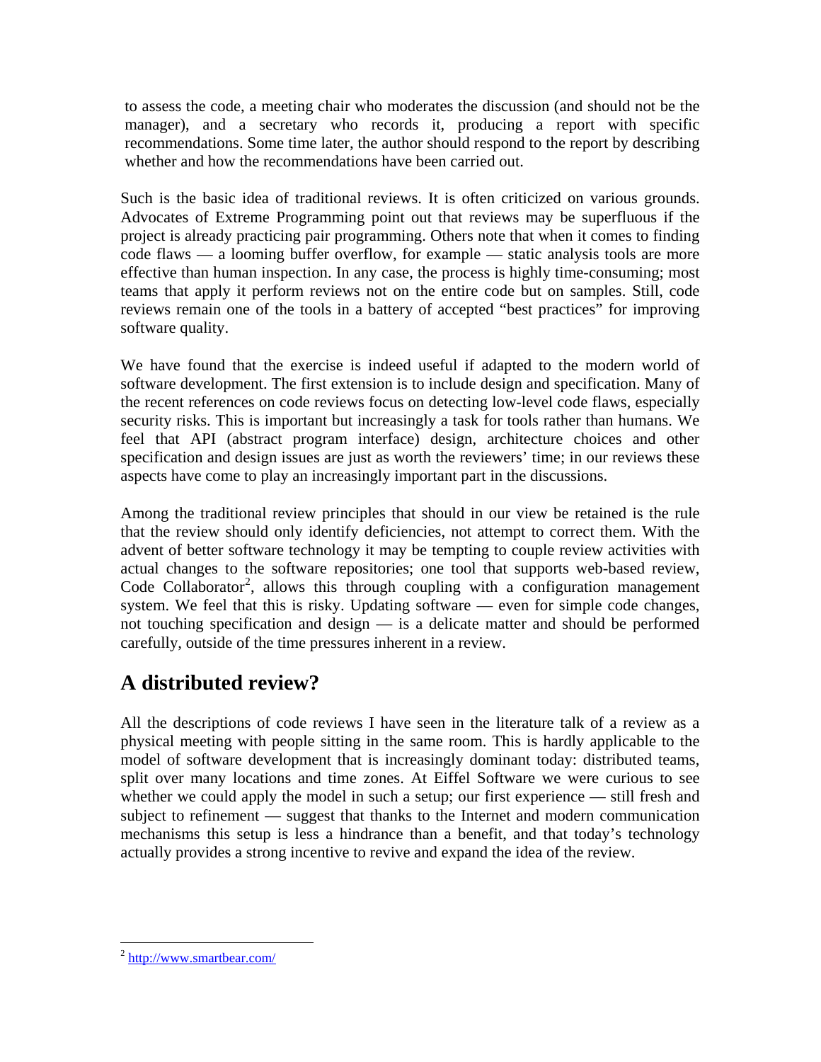to assess the code, a meeting chair who moderates the discussion (and should not be the manager), and a secretary who records it, producing a report with specific recommendations. Some time later, the author should respond to the report by describing whether and how the recommendations have been carried out.

Such is the basic idea of traditional reviews. It is often criticized on various grounds. Advocates of Extreme Programming point out that reviews may be superfluous if the project is already practicing pair programming. Others note that when it comes to finding code flaws — a looming buffer overflow, for example — static analysis tools are more effective than human inspection. In any case, the process is highly time-consuming; most teams that apply it perform reviews not on the entire code but on samples. Still, code reviews remain one of the tools in a battery of accepted "best practices" for improving software quality.

We have found that the exercise is indeed useful if adapted to the modern world of software development. The first extension is to include design and specification. Many of the recent references on code reviews focus on detecting low-level code flaws, especially security risks. This is important but increasingly a task for tools rather than humans. We feel that API (abstract program interface) design, architecture choices and other specification and design issues are just as worth the reviewers' time; in our reviews these aspects have come to play an increasingly important part in the discussions.

Among the traditional review principles that should in our view be retained is the rule that the review should only identify deficiencies, not attempt to correct them. With the advent of better software technology it may be tempting to couple review activities with actual changes to the software repositories; one tool that supports web-based review, Code Collaborator[2], allows this through coupling with a configuration management system. We feel that this is risky. Updating software — even for simple code changes, not touching specification and design — is a delicate matter and should be performed carefully, outside of the time pressures inherent in a review.

## A distributed review?

All the descriptions of code reviews I have seen in the literature talk of a review as a physical meeting with people sitting in the same room. This is hardly applicable to the model of software development that is increasingly dominant today: distributed teams, split over many locations and time zones. At Eiffel Software we were curious to see whether we could apply the model in such a setup; our first experience — still fresh and subject to refinement — suggest that thanks to the Internet and modern communication mechanisms this setup is less a hindrance than a benefit, and that today's technology actually provides a strong incentive to revive and expand the idea of the review.

---

[2] http://www.smartbear.com/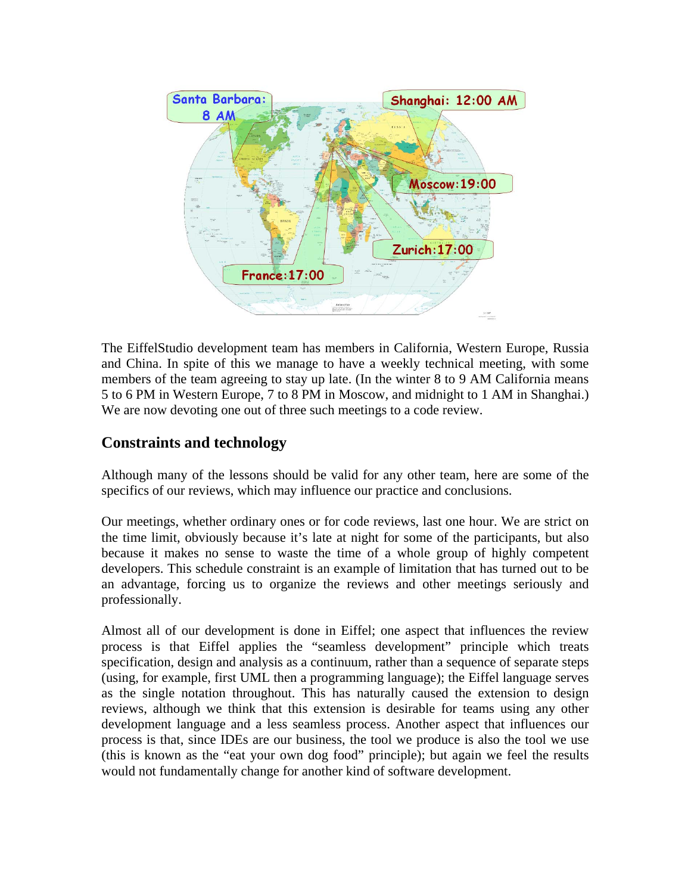The EiffelStudio development team has members in California, Western Europe, Russia and China. In spite of this we manage to have a weekly technical meeting, with some members of the team agreeing to stay up late. (In the winter 8 to 9 AM California means 5 to 6 PM in Western Europe, 7 to 8 PM in Moscow, and midnight to 1 AM in Shanghai.) We are now devoting one out of three such meetings to a code review.

## Constraints and technology

Although many of the lessons should be valid for any other team, here are some of the specifics of our reviews, which may influence our practice and conclusions.

Our meetings, whether ordinary ones or for code reviews, last one hour. We are strict on the time limit, obviously because it's late at night for some of the participants, but also because it makes no sense to waste the time of a whole group of highly competent developers. This schedule constraint is an example of limitation that has turned out to be an advantage, forcing us to organize the reviews and other meetings seriously and professionally.

Almost all of our development is done in Eiffel; one aspect that influences the review process is that Eiffel applies the "seamless development" principle which treats specification, design and analysis as a continuum, rather than a sequence of separate steps (using, for example, first UML then a programming language); the Eiffel language serves as the single notation throughout. This has naturally caused the extension to design reviews, although we think that this extension is desirable for teams using any other development language and a less seamless process. Another aspect that influences our process is that, since IDEs are our business, the tool we produce is also the tool we use (this is known as the "eat your own dog food" principle); but again we feel the results would not fundamentally change for another kind of software development.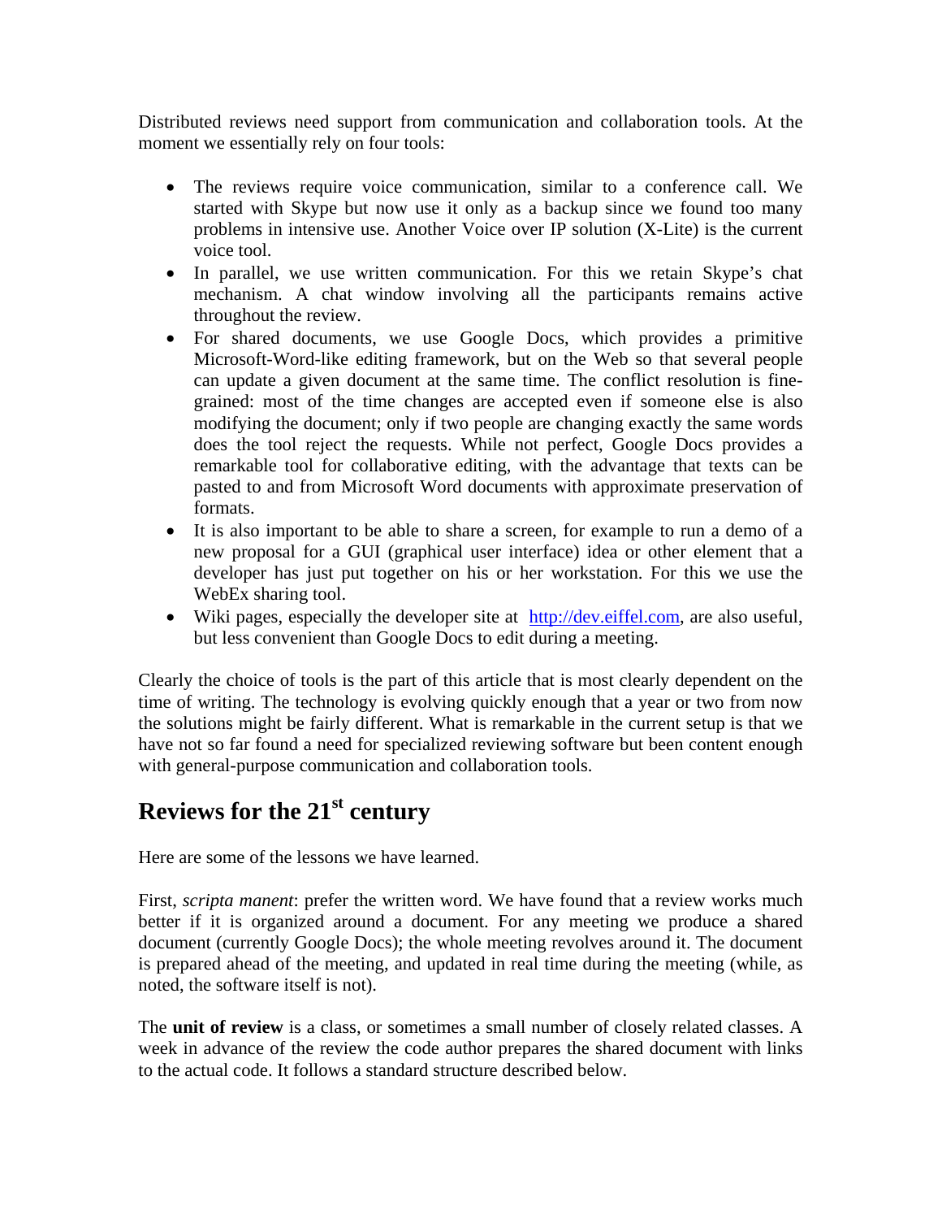Distributed reviews need support from communication and collaboration tools. At the moment we essentially rely on four tools:

- The reviews require voice communication, similar to a conference call. We started with Skype but now use it only as a backup since we found too many problems in intensive use. Another Voice over IP solution (X-Lite) is the current voice tool.
- In parallel, we use written communication. For this we retain Skype's chat mechanism. A chat window involving all the participants remains active throughout the review.
- For shared documents, we use Google Docs, which provides a primitive Microsoft-Word-like editing framework, but on the Web so that several people can update a given document at the same time. The conflict resolution is fine-grained: most of the time changes are accepted even if someone else is also modifying the document; only if two people are changing exactly the same words does the tool reject the requests. While not perfect, Google Docs provides a remarkable tool for collaborative editing, with the advantage that texts can be pasted to and from Microsoft Word documents with approximate preservation of formats.
- It is also important to be able to share a screen, for example to run a demo of a new proposal for a GUI (graphical user interface) idea or other element that a developer has just put together on his or her workstation. For this we use the WebEx sharing tool.
- Wiki pages, especially the developer site at [http://dev.eiffel.com](http://dev.eiffel.com), are also useful, but less convenient than Google Docs to edit during a meeting.

Clearly the choice of tools is the part of this article that is most clearly dependent on the time of writing. The technology is evolving quickly enough that a year or two from now the solutions might be fairly different. What is remarkable in the current setup is that we have not so far found a need for specialized reviewing software but been content enough with general-purpose communication and collaboration tools.

## Reviews for the 21st century

Here are some of the lessons we have learned.

First, *scripta manent*: prefer the written word. We have found that a review works much better if it is organized around a document. For any meeting we produce a shared document (currently Google Docs); the whole meeting revolves around it. The document is prepared ahead of the meeting, and updated in real time during the meeting (while, as noted, the software itself is not).

The **unit of review** is a class, or sometimes a small number of closely related classes. A week in advance of the review the code author prepares the shared document with links to the actual code. It follows a standard structure described below.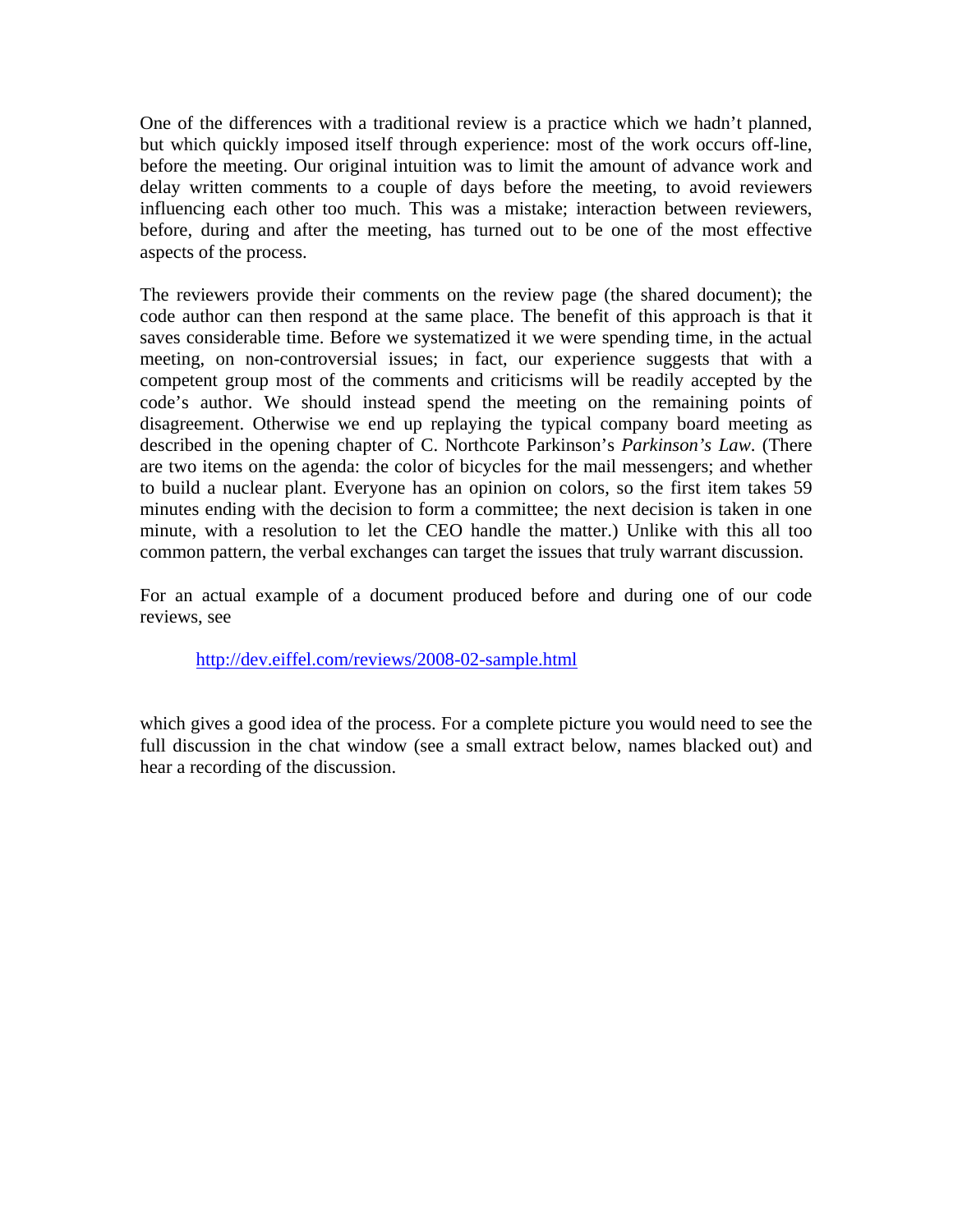One of the differences with a traditional review is a practice which we hadn't planned, but which quickly imposed itself through experience: most of the work occurs off-line, before the meeting. Our original intuition was to limit the amount of advance work and delay written comments to a couple of days before the meeting, to avoid reviewers influencing each other too much. This was a mistake; interaction between reviewers, before, during and after the meeting, has turned out to be one of the most effective aspects of the process.

The reviewers provide their comments on the review page (the shared document); the code author can then respond at the same place. The benefit of this approach is that it saves considerable time. Before we systematized it we were spending time, in the actual meeting, on non-controversial issues; in fact, our experience suggests that with a competent group most of the comments and criticisms will be readily accepted by the code's author. We should instead spend the meeting on the remaining points of disagreement. Otherwise we end up replaying the typical company board meeting as described in the opening chapter of C. Northcote Parkinson's *Parkinson's Law*. (There are two items on the agenda: the color of bicycles for the mail messengers; and whether to build a nuclear plant. Everyone has an opinion on colors, so the first item takes 59 minutes ending with the decision to form a committee; the next decision is taken in one minute, with a resolution to let the CEO handle the matter.) Unlike with this all too common pattern, the verbal exchanges can target the issues that truly warrant discussion.

For an actual example of a document produced before and during one of our code reviews, see

> http://dev.eiffel.com/reviews/2008-02-sample.html

which gives a good idea of the process. For a complete picture you would need to see the full discussion in the chat window (see a small extract below, names blacked out) and hear a recording of the discussion.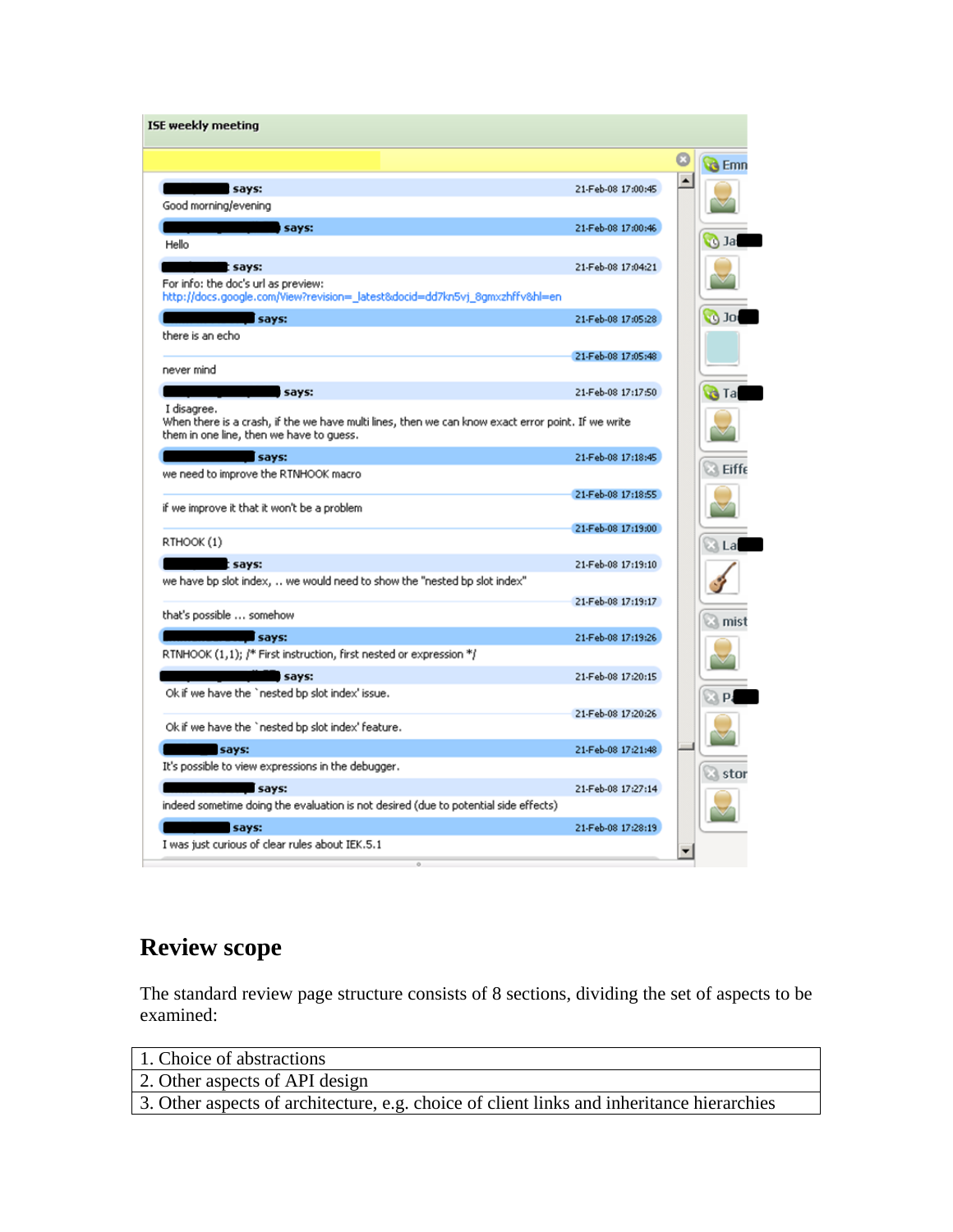**ISE weekly meeting**

says: 21-Feb-08 17:00:45
Good morning/evening

says: 21-Feb-08 17:00:46
Hello

says: 21-Feb-08 17:04:21
For info: the doc's url as preview:
http://docs.google.com/View?revision=_latest&docid=dd7kn5vj_8gmxzhffv&hl=en

says: 21-Feb-08 17:05:28
there is an echo

21-Feb-08 17:05:48
never mind

says: 21-Feb-08 17:17:50
I disagree.
When there is a crash, if the we have multi lines, then we can know exact error point. If we write them in one line, then we have to guess.

says: 21-Feb-08 17:18:45
we need to improve the RTNHOOK macro

21-Feb-08 17:18:55
if we improve it that it won't be a problem

21-Feb-08 17:19:00
RTHOOK (1)

says: 21-Feb-08 17:19:10
we have bp slot index, .. we would need to show the "nested bp slot index"

21-Feb-08 17:19:17
that's possible ... somehow

says: 21-Feb-08 17:19:26
RTNHOOK (1,1); /* First instruction, first nested or expression */

says: 21-Feb-08 17:20:15
Ok if we have the `nested bp slot index' issue.

21-Feb-08 17:20:26
Ok if we have the `nested bp slot index' feature.

says: 21-Feb-08 17:21:48
It's possible to view expressions in the debugger.

says: 21-Feb-08 17:27:14
indeed sometime doing the evaluation is not desired (due to potential side effects)

says: 21-Feb-08 17:28:19
I was just curious of clear rules about IEK.5.1

## Review scope

The standard review page structure consists of 8 sections, dividing the set of aspects to be examined:

| |
|---|
| 1. Choice of abstractions |
| 2. Other aspects of API design |
| 3. Other aspects of architecture, e.g. choice of client links and inheritance hierarchies |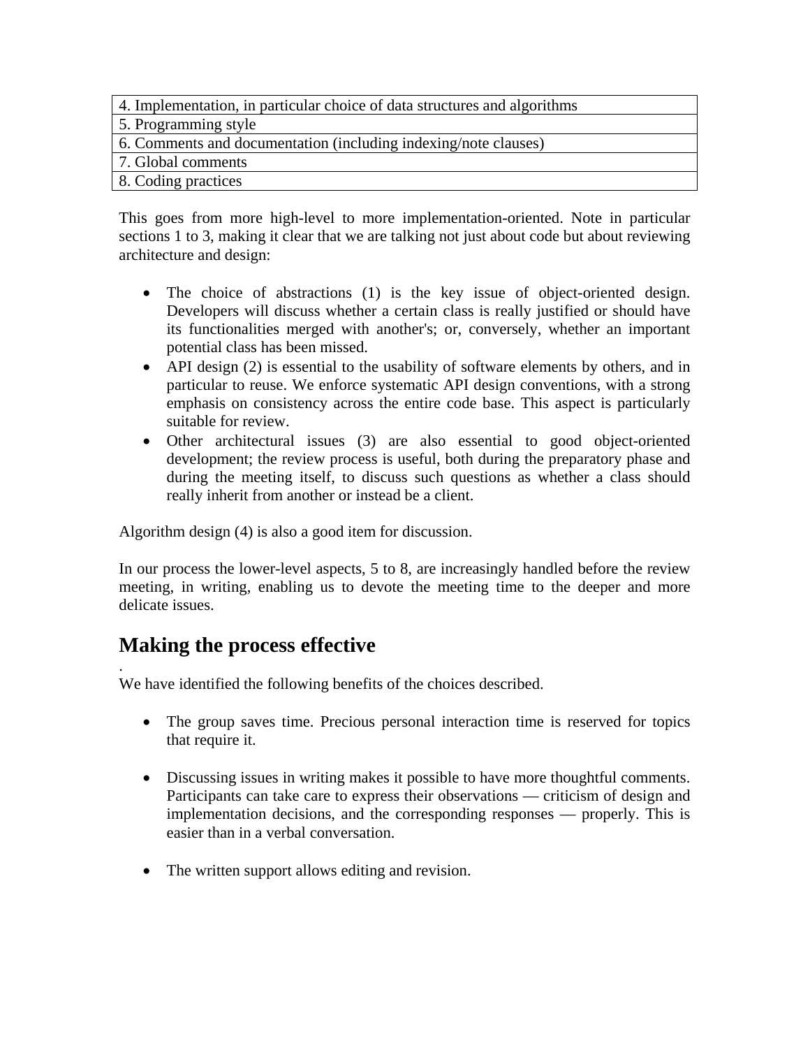| 4. Implementation, in particular choice of data structures and algorithms |
|---|
| 5. Programming style |
| 6. Comments and documentation (including indexing/note clauses) |
| 7. Global comments |
| 8. Coding practices |

This goes from more high-level to more implementation-oriented. Note in particular sections 1 to 3, making it clear that we are talking not just about code but about reviewing architecture and design:

- The choice of abstractions (1) is the key issue of object-oriented design. Developers will discuss whether a certain class is really justified or should have its functionalities merged with another's; or, conversely, whether an important potential class has been missed.
- API design (2) is essential to the usability of software elements by others, and in particular to reuse. We enforce systematic API design conventions, with a strong emphasis on consistency across the entire code base. This aspect is particularly suitable for review.
- Other architectural issues (3) are also essential to good object-oriented development; the review process is useful, both during the preparatory phase and during the meeting itself, to discuss such questions as whether a class should really inherit from another or instead be a client.

Algorithm design (4) is also a good item for discussion.

In our process the lower-level aspects, 5 to 8, are increasingly handled before the review meeting, in writing, enabling us to devote the meeting time to the deeper and more delicate issues.

## Making the process effective

.
We have identified the following benefits of the choices described.

- The group saves time. Precious personal interaction time is reserved for topics that require it.

- Discussing issues in writing makes it possible to have more thoughtful comments. Participants can take care to express their observations — criticism of design and implementation decisions, and the corresponding responses — properly. This is easier than in a verbal conversation.

- The written support allows editing and revision.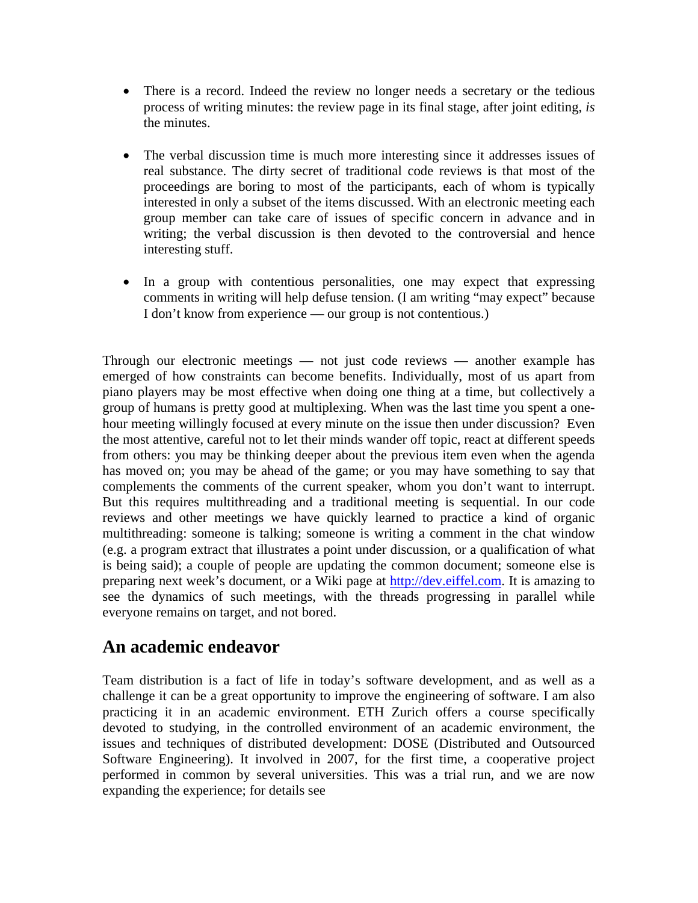- There is a record. Indeed the review no longer needs a secretary or the tedious process of writing minutes: the review page in its final stage, after joint editing, *is* the minutes.

- The verbal discussion time is much more interesting since it addresses issues of real substance. The dirty secret of traditional code reviews is that most of the proceedings are boring to most of the participants, each of whom is typically interested in only a subset of the items discussed. With an electronic meeting each group member can take care of issues of specific concern in advance and in writing; the verbal discussion is then devoted to the controversial and hence interesting stuff.

- In a group with contentious personalities, one may expect that expressing comments in writing will help defuse tension. (I am writing "may expect" because I don't know from experience — our group is not contentious.)

Through our electronic meetings — not just code reviews — another example has emerged of how constraints can become benefits. Individually, most of us apart from piano players may be most effective when doing one thing at a time, but collectively a group of humans is pretty good at multiplexing. When was the last time you spent a one-hour meeting willingly focused at every minute on the issue then under discussion? Even the most attentive, careful not to let their minds wander off topic, react at different speeds from others: you may be thinking deeper about the previous item even when the agenda has moved on; you may be ahead of the game; or you may have something to say that complements the comments of the current speaker, whom you don't want to interrupt. But this requires multithreading and a traditional meeting is sequential. In our code reviews and other meetings we have quickly learned to practice a kind of organic multithreading: someone is talking; someone is writing a comment in the chat window (e.g. a program extract that illustrates a point under discussion, or a qualification of what is being said); a couple of people are updating the common document; someone else is preparing next week's document, or a Wiki page at [http://dev.eiffel.com](http://dev.eiffel.com). It is amazing to see the dynamics of such meetings, with the threads progressing in parallel while everyone remains on target, and not bored.

## An academic endeavor

Team distribution is a fact of life in today's software development, and as well as a challenge it can be a great opportunity to improve the engineering of software. I am also practicing it in an academic environment. ETH Zurich offers a course specifically devoted to studying, in the controlled environment of an academic environment, the issues and techniques of distributed development: DOSE (Distributed and Outsourced Software Engineering). It involved in 2007, for the first time, a cooperative project performed in common by several universities. This was a trial run, and we are now expanding the experience; for details see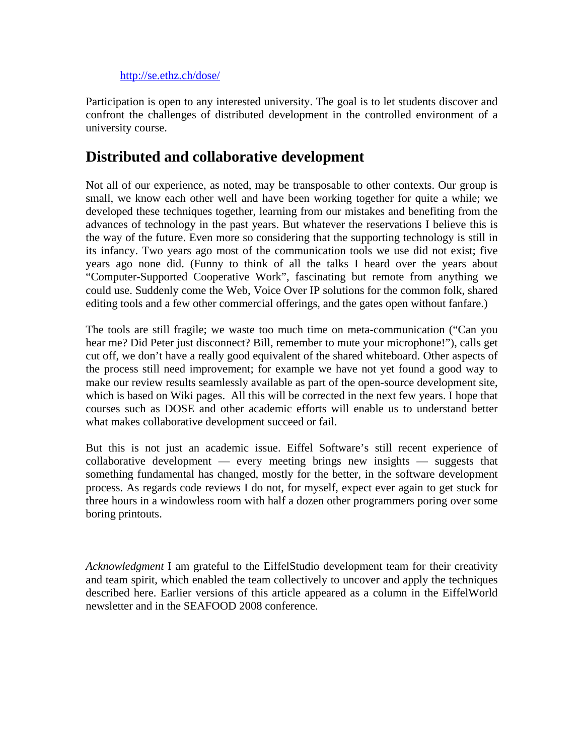http://se.ethz.ch/dose/

Participation is open to any interested university. The goal is to let students discover and confront the challenges of distributed development in the controlled environment of a university course.

## Distributed and collaborative development

Not all of our experience, as noted, may be transposable to other contexts. Our group is small, we know each other well and have been working together for quite a while; we developed these techniques together, learning from our mistakes and benefiting from the advances of technology in the past years. But whatever the reservations I believe this is the way of the future. Even more so considering that the supporting technology is still in its infancy. Two years ago most of the communication tools we use did not exist; five years ago none did. (Funny to think of all the talks I heard over the years about "Computer-Supported Cooperative Work", fascinating but remote from anything we could use. Suddenly come the Web, Voice Over IP solutions for the common folk, shared editing tools and a few other commercial offerings, and the gates open without fanfare.)

The tools are still fragile; we waste too much time on meta-communication ("Can you hear me? Did Peter just disconnect? Bill, remember to mute your microphone!"), calls get cut off, we don't have a really good equivalent of the shared whiteboard. Other aspects of the process still need improvement; for example we have not yet found a good way to make our review results seamlessly available as part of the open-source development site, which is based on Wiki pages. All this will be corrected in the next few years. I hope that courses such as DOSE and other academic efforts will enable us to understand better what makes collaborative development succeed or fail.

But this is not just an academic issue. Eiffel Software's still recent experience of collaborative development — every meeting brings new insights — suggests that something fundamental has changed, mostly for the better, in the software development process. As regards code reviews I do not, for myself, expect ever again to get stuck for three hours in a windowless room with half a dozen other programmers poring over some boring printouts.

*Acknowledgment* I am grateful to the EiffelStudio development team for their creativity and team spirit, which enabled the team collectively to uncover and apply the techniques described here. Earlier versions of this article appeared as a column in the EiffelWorld newsletter and in the SEAFOOD 2008 conference.